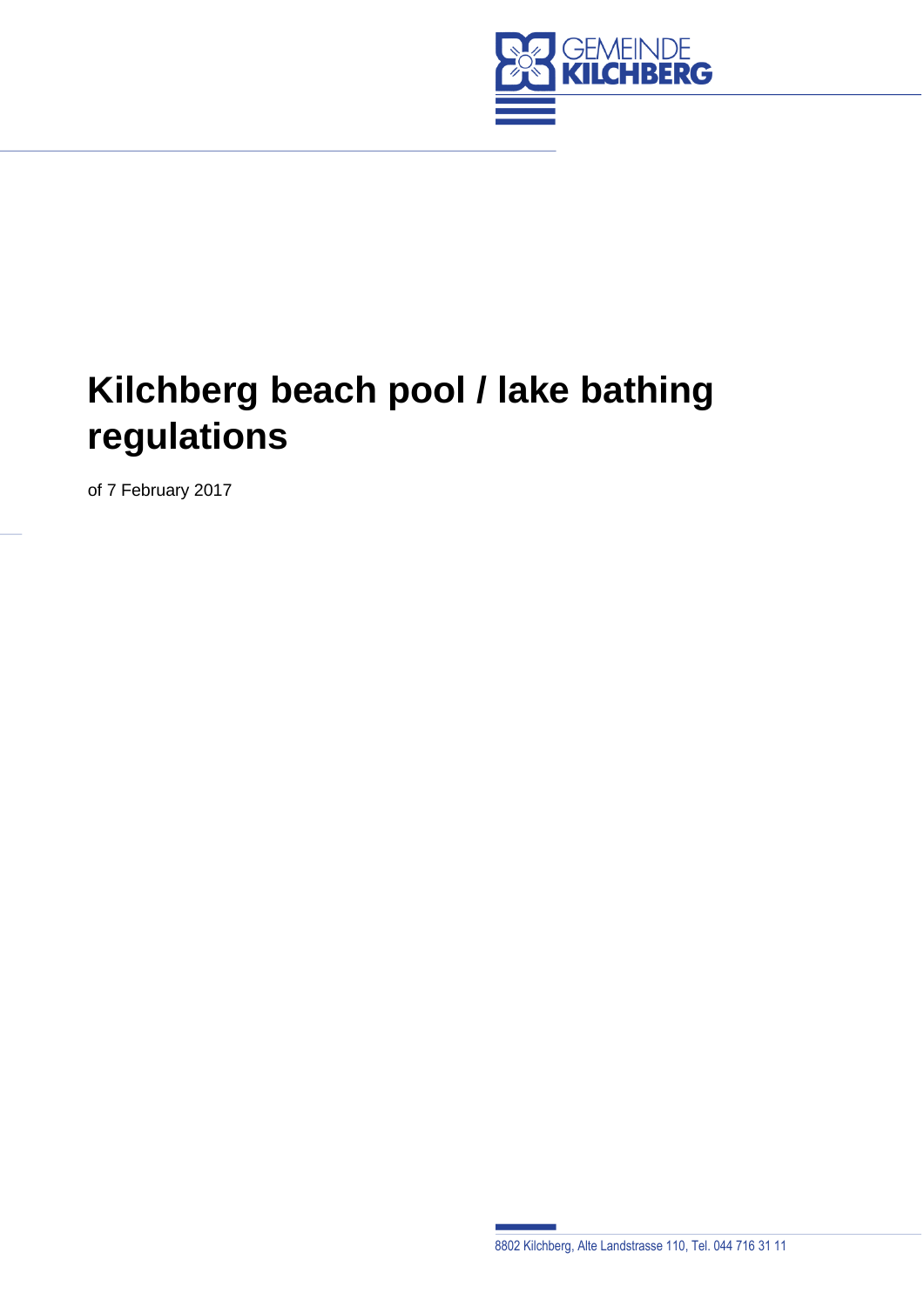GEMEINDE KILCHBERG

# Kilchberg beach pool / lake bathing regulations

of 7 February 2017

8802 Kilchberg, Alte Landstrasse 110, Tel. 044 716 31 11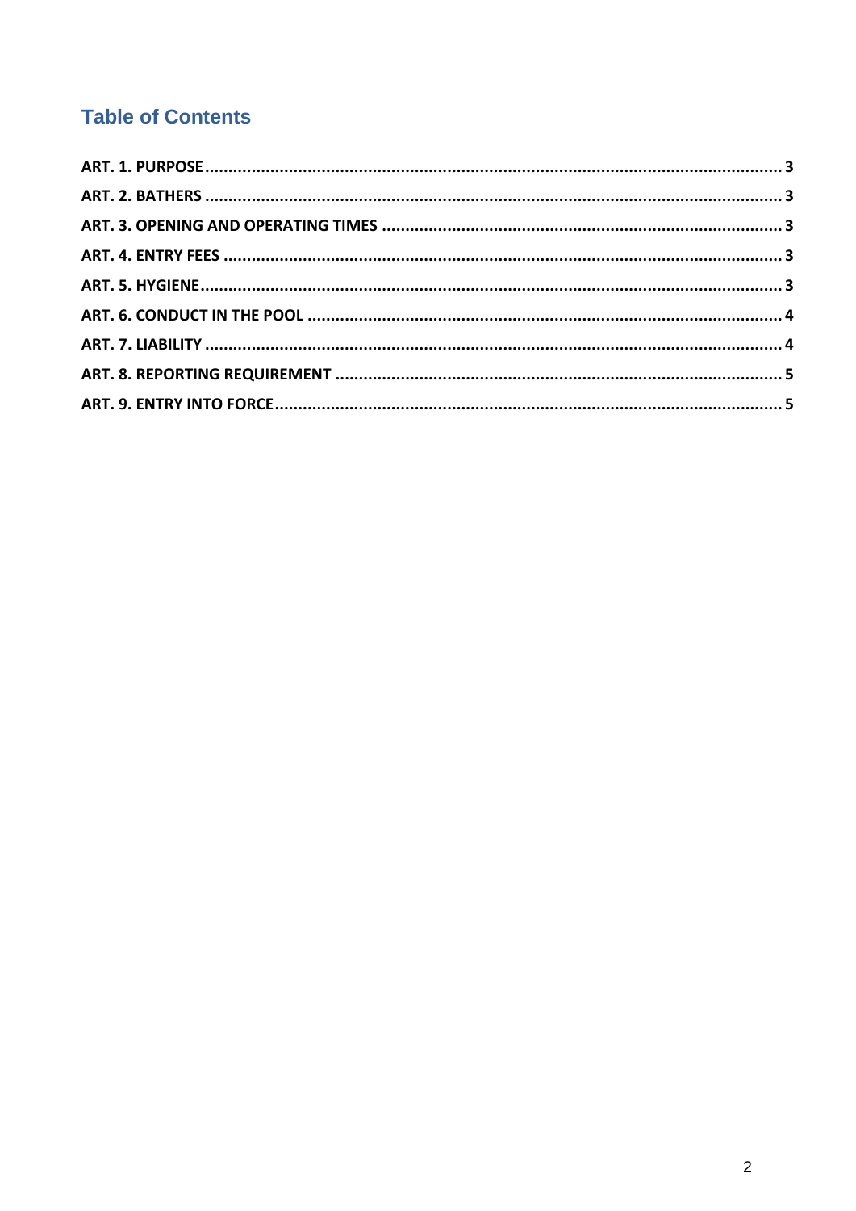## Table of Contents

- ART. 1. PURPOSE ........................................................ 3
- ART. 2. BATHERS ........................................................ 3
- ART. 3. OPENING AND OPERATING TIMES ........................................................ 3
- ART. 4. ENTRY FEES ........................................................ 3
- ART. 5. HYGIENE ........................................................ 3
- ART. 6. CONDUCT IN THE POOL ........................................................ 4
- ART. 7. LIABILITY ........................................................ 4
- ART. 8. REPORTING REQUIREMENT ........................................................ 5
- ART. 9. ENTRY INTO FORCE ........................................................ 5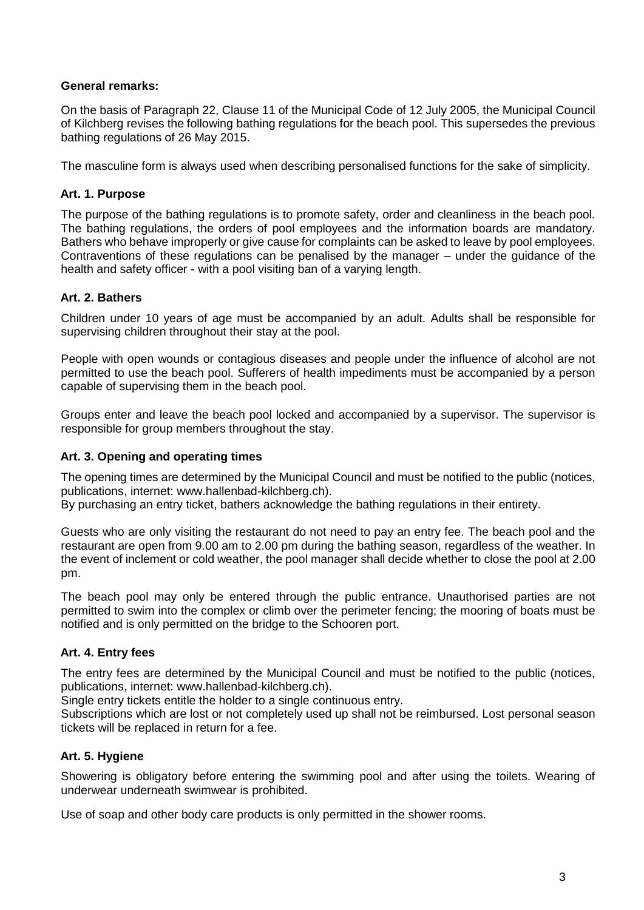**General remarks:**

On the basis of Paragraph 22, Clause 11 of the Municipal Code of 12 July 2005, the Municipal Council of Kilchberg revises the following bathing regulations for the beach pool. This supersedes the previous bathing regulations of 26 May 2015.

The masculine form is always used when describing personalised functions for the sake of simplicity.

**Art. 1. Purpose**

The purpose of the bathing regulations is to promote safety, order and cleanliness in the beach pool. The bathing regulations, the orders of pool employees and the information boards are mandatory. Bathers who behave improperly or give cause for complaints can be asked to leave by pool employees. Contraventions of these regulations can be penalised by the manager – under the guidance of the health and safety officer - with a pool visiting ban of a varying length.

**Art. 2. Bathers**

Children under 10 years of age must be accompanied by an adult. Adults shall be responsible for supervising children throughout their stay at the pool.

People with open wounds or contagious diseases and people under the influence of alcohol are not permitted to use the beach pool. Sufferers of health impediments must be accompanied by a person capable of supervising them in the beach pool.

Groups enter and leave the beach pool locked and accompanied by a supervisor. The supervisor is responsible for group members throughout the stay.

**Art. 3. Opening and operating times**

The opening times are determined by the Municipal Council and must be notified to the public (notices, publications, internet: www.hallenbad-kilchberg.ch).
By purchasing an entry ticket, bathers acknowledge the bathing regulations in their entirety.

Guests who are only visiting the restaurant do not need to pay an entry fee. The beach pool and the restaurant are open from 9.00 am to 2.00 pm during the bathing season, regardless of the weather. In the event of inclement or cold weather, the pool manager shall decide whether to close the pool at 2.00 pm.

The beach pool may only be entered through the public entrance. Unauthorised parties are not permitted to swim into the complex or climb over the perimeter fencing; the mooring of boats must be notified and is only permitted on the bridge to the Schooren port.

**Art. 4. Entry fees**

The entry fees are determined by the Municipal Council and must be notified to the public (notices, publications, internet: www.hallenbad-kilchberg.ch).
Single entry tickets entitle the holder to a single continuous entry.
Subscriptions which are lost or not completely used up shall not be reimbursed. Lost personal season tickets will be replaced in return for a fee.

**Art. 5. Hygiene**

Showering is obligatory before entering the swimming pool and after using the toilets. Wearing of underwear underneath swimwear is prohibited.

Use of soap and other body care products is only permitted in the shower rooms.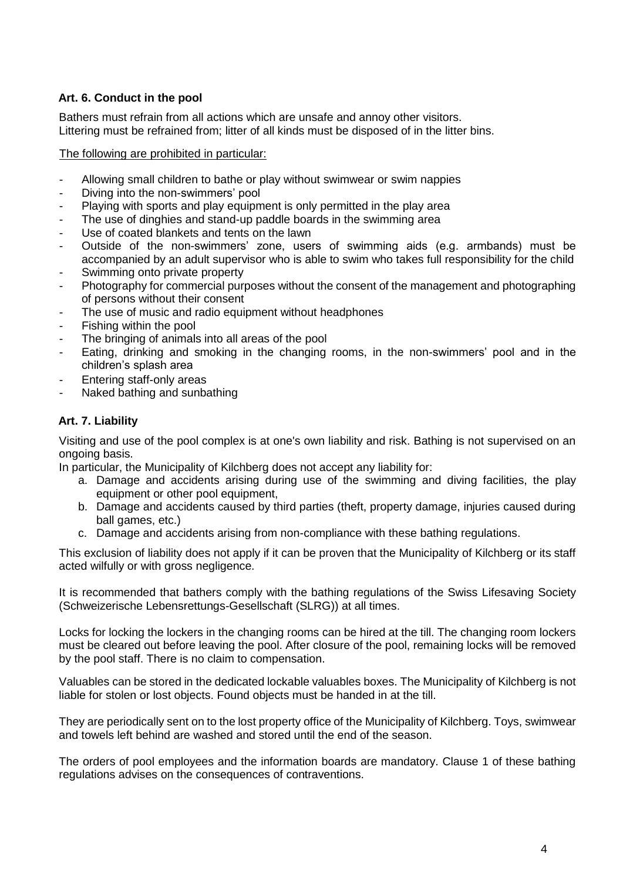### Art. 6. Conduct in the pool

Bathers must refrain from all actions which are unsafe and annoy other visitors.
Littering must be refrained from; litter of all kinds must be disposed of in the litter bins.

The following are prohibited in particular:

- Allowing small children to bathe or play without swimwear or swim nappies
- Diving into the non-swimmers' pool
- Playing with sports and play equipment is only permitted in the play area
- The use of dinghies and stand-up paddle boards in the swimming area
- Use of coated blankets and tents on the lawn
- Outside of the non-swimmers' zone, users of swimming aids (e.g. armbands) must be accompanied by an adult supervisor who is able to swim who takes full responsibility for the child
- Swimming onto private property
- Photography for commercial purposes without the consent of the management and photographing of persons without their consent
- The use of music and radio equipment without headphones
- Fishing within the pool
- The bringing of animals into all areas of the pool
- Eating, drinking and smoking in the changing rooms, in the non-swimmers' pool and in the children's splash area
- Entering staff-only areas
- Naked bathing and sunbathing

### Art. 7. Liability

Visiting and use of the pool complex is at one's own liability and risk. Bathing is not supervised on an ongoing basis.
In particular, the Municipality of Kilchberg does not accept any liability for:

a. Damage and accidents arising during use of the swimming and diving facilities, the play equipment or other pool equipment,
b. Damage and accidents caused by third parties (theft, property damage, injuries caused during ball games, etc.)
c. Damage and accidents arising from non-compliance with these bathing regulations.

This exclusion of liability does not apply if it can be proven that the Municipality of Kilchberg or its staff acted wilfully or with gross negligence.

It is recommended that bathers comply with the bathing regulations of the Swiss Lifesaving Society (Schweizerische Lebensrettungs-Gesellschaft (SLRG)) at all times.

Locks for locking the lockers in the changing rooms can be hired at the till. The changing room lockers must be cleared out before leaving the pool. After closure of the pool, remaining locks will be removed by the pool staff. There is no claim to compensation.

Valuables can be stored in the dedicated lockable valuables boxes. The Municipality of Kilchberg is not liable for stolen or lost objects. Found objects must be handed in at the till.

They are periodically sent on to the lost property office of the Municipality of Kilchberg. Toys, swimwear and towels left behind are washed and stored until the end of the season.

The orders of pool employees and the information boards are mandatory. Clause 1 of these bathing regulations advises on the consequences of contraventions.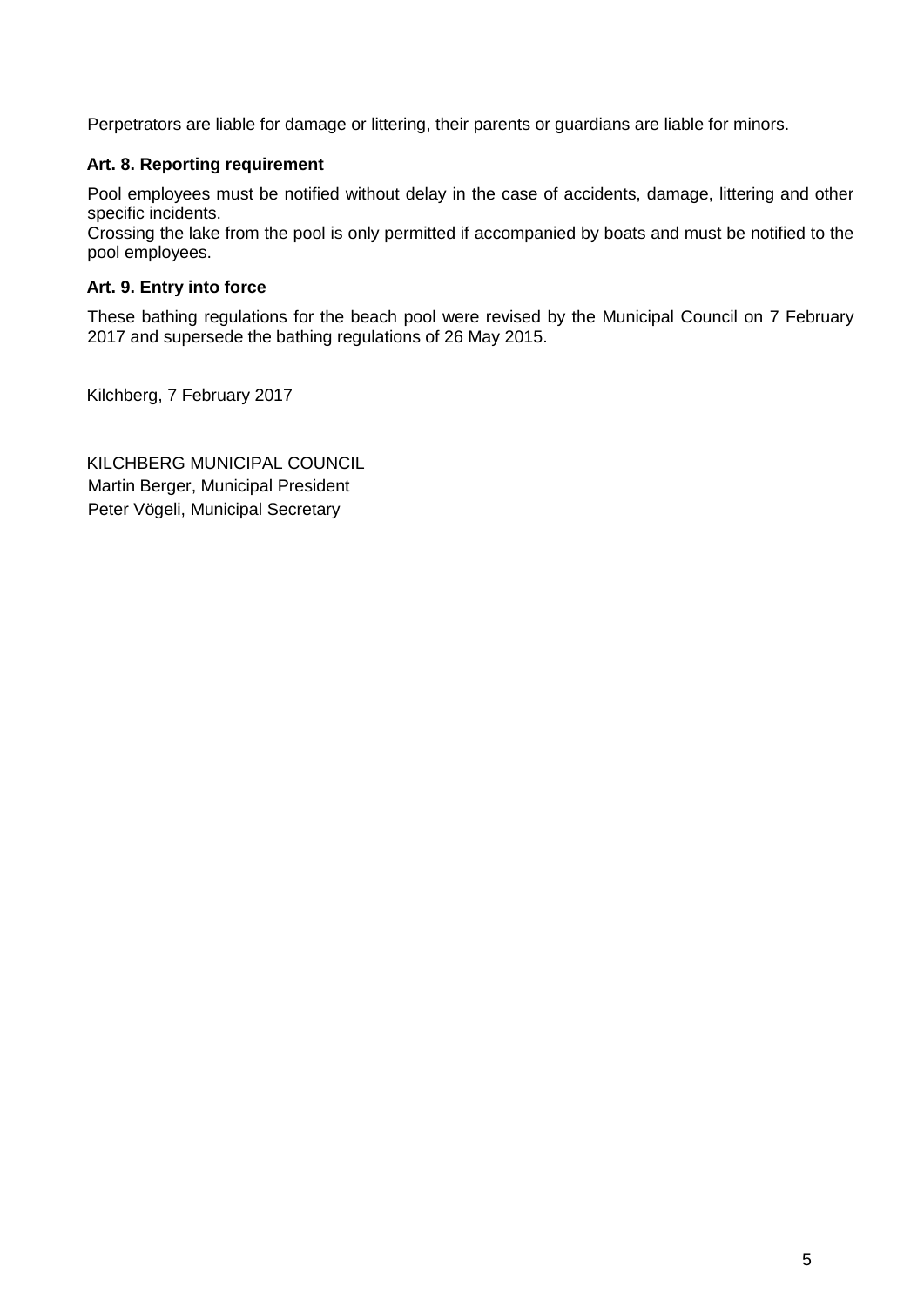Perpetrators are liable for damage or littering, their parents or guardians are liable for minors.

### Art. 8. Reporting requirement

Pool employees must be notified without delay in the case of accidents, damage, littering and other specific incidents.
Crossing the lake from the pool is only permitted if accompanied by boats and must be notified to the pool employees.

### Art. 9. Entry into force

These bathing regulations for the beach pool were revised by the Municipal Council on 7 February 2017 and supersede the bathing regulations of 26 May 2015.

Kilchberg, 7 February 2017

KILCHBERG MUNICIPAL COUNCIL
Martin Berger, Municipal President
Peter Vögeli, Municipal Secretary